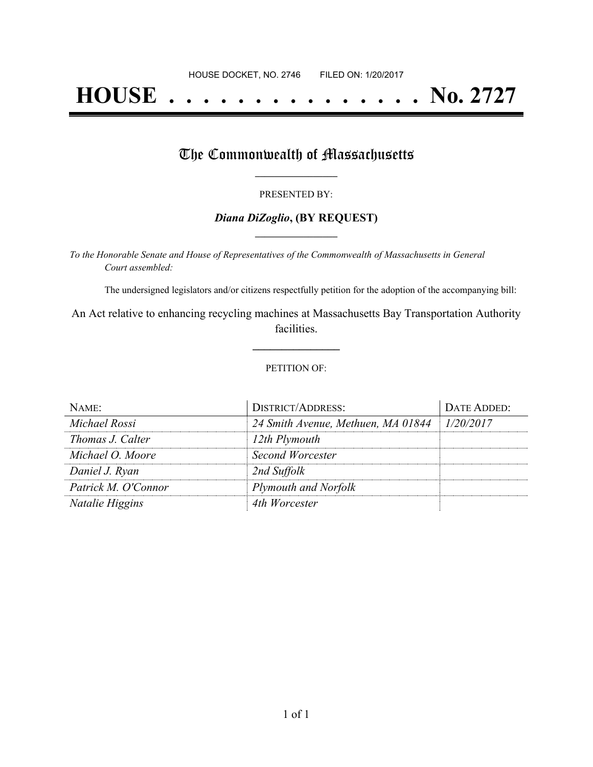HOUSE DOCKET, NO. 2746 FILED ON: 1/20/2017

# HOUSE . . . . . . . . . . . . . . . No. 2727

## The Commonwealth of Massachusetts

PRESENTED BY:

***Diana DiZoglio*, (BY REQUEST)**

*To the Honorable Senate and House of Representatives of the Commonwealth of Massachusetts in General Court assembled:*

The undersigned legislators and/or citizens respectfully petition for the adoption of the accompanying bill:

An Act relative to enhancing recycling machines at Massachusetts Bay Transportation Authority facilities.

PETITION OF:

| NAME: | DISTRICT/ADDRESS: | DATE ADDED: |
| --- | --- | --- |
| *Michael Rossi* | *24 Smith Avenue, Methuen, MA 01844* | *1/20/2017* |
| *Thomas J. Calter* | *12th Plymouth* | |
| *Michael O. Moore* | *Second Worcester* | |
| *Daniel J. Ryan* | *2nd Suffolk* | |
| *Patrick M. O'Connor* | *Plymouth and Norfolk* | |
| *Natalie Higgins* | *4th Worcester* | |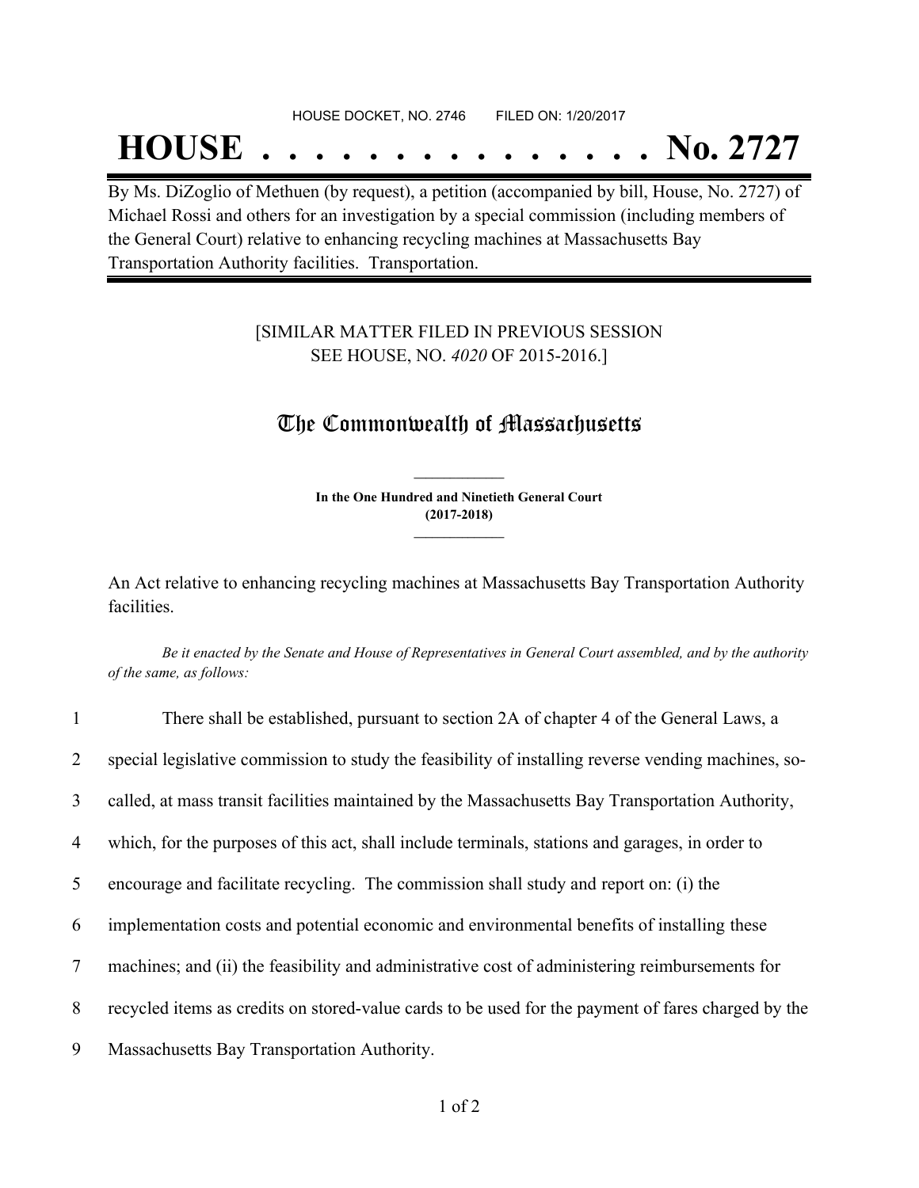HOUSE DOCKET, NO. 2746 FILED ON: 1/20/2017

# HOUSE . . . . . . . . . . . . . . . No. 2727

By Ms. DiZoglio of Methuen (by request), a petition (accompanied by bill, House, No. 2727) of Michael Rossi and others for an investigation by a special commission (including members of the General Court) relative to enhancing recycling machines at Massachusetts Bay Transportation Authority facilities. Transportation.

[SIMILAR MATTER FILED IN PREVIOUS SESSION SEE HOUSE, NO. *4020* OF 2015-2016.]

## The Commonwealth of Massachusetts

**In the One Hundred and Ninetieth General Court (2017-2018)**

An Act relative to enhancing recycling machines at Massachusetts Bay Transportation Authority facilities.

*Be it enacted by the Senate and House of Representatives in General Court assembled, and by the authority of the same, as follows:*

1 There shall be established, pursuant to section 2A of chapter 4 of the General Laws, a
2 special legislative commission to study the feasibility of installing reverse vending machines, so-
3 called, at mass transit facilities maintained by the Massachusetts Bay Transportation Authority,
4 which, for the purposes of this act, shall include terminals, stations and garages, in order to
5 encourage and facilitate recycling. The commission shall study and report on: (i) the
6 implementation costs and potential economic and environmental benefits of installing these
7 machines; and (ii) the feasibility and administrative cost of administering reimbursements for
8 recycled items as credits on stored-value cards to be used for the payment of fares charged by the
9 Massachusetts Bay Transportation Authority.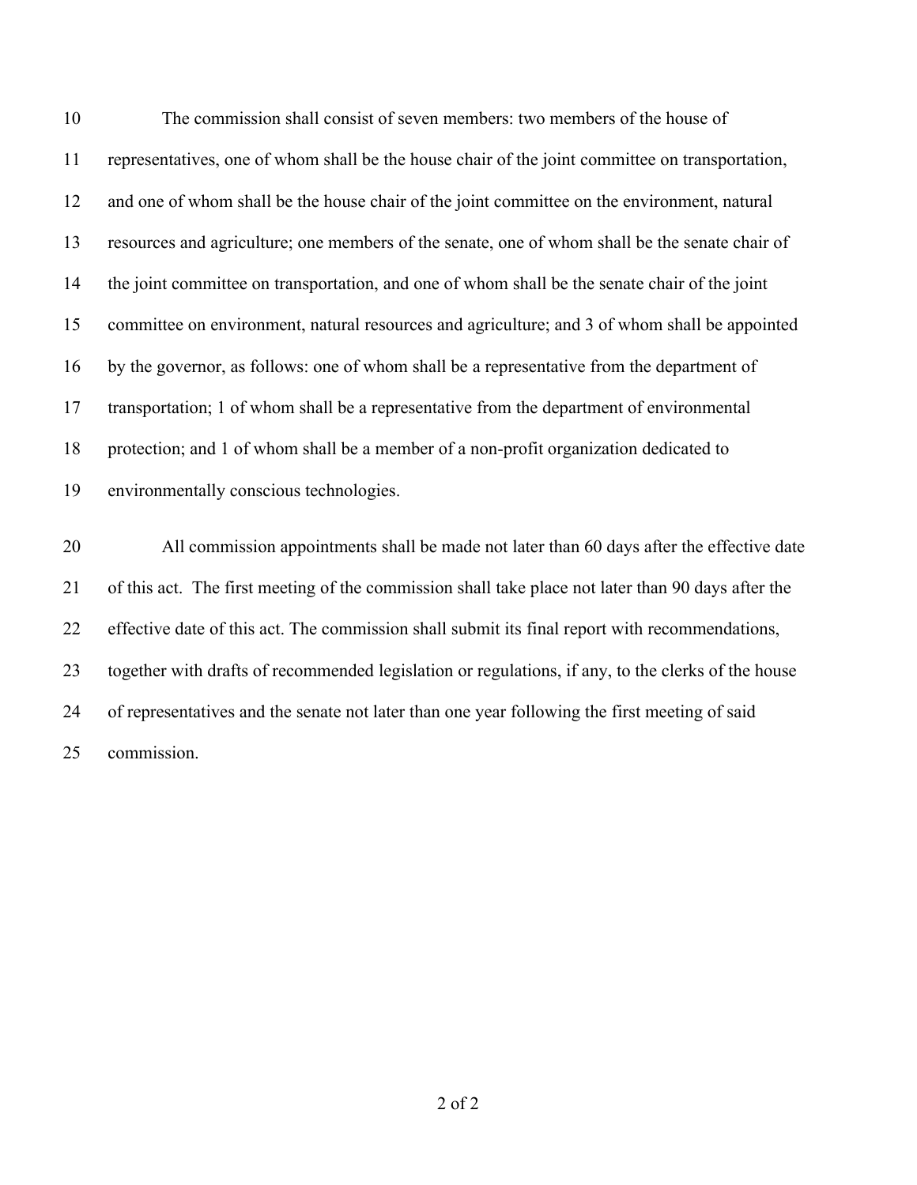The commission shall consist of seven members: two members of the house of representatives, one of whom shall be the house chair of the joint committee on transportation, and one of whom shall be the house chair of the joint committee on the environment, natural resources and agriculture; one members of the senate, one of whom shall be the senate chair of the joint committee on transportation, and one of whom shall be the senate chair of the joint committee on environment, natural resources and agriculture; and 3 of whom shall be appointed by the governor, as follows: one of whom shall be a representative from the department of transportation; 1 of whom shall be a representative from the department of environmental protection; and 1 of whom shall be a member of a non-profit organization dedicated to environmentally conscious technologies.

All commission appointments shall be made not later than 60 days after the effective date of this act. The first meeting of the commission shall take place not later than 90 days after the effective date of this act. The commission shall submit its final report with recommendations, together with drafts of recommended legislation or regulations, if any, to the clerks of the house of representatives and the senate not later than one year following the first meeting of said commission.